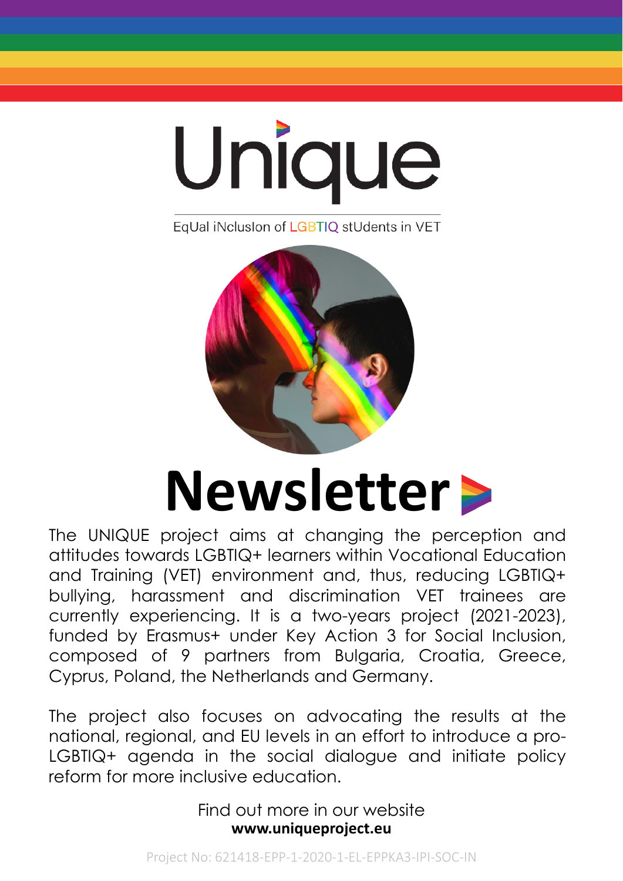# Unique

EqUal iNclusIon of LGBTIQ stUdents in VET

# Newsletter

The UNIQUE project aims at changing the perception and attitudes towards LGBTIQ+ learners within Vocational Education and Training (VET) environment and, thus, reducing LGBTIQ+ bullying, harassment and discrimination VET trainees are currently experiencing. It is a two-years project (2021-2023), funded by Erasmus+ under Key Action 3 for Social Inclusion, composed of 9 partners from Bulgaria, Croatia, Greece, Cyprus, Poland, the Netherlands and Germany.

The project also focuses on advocating the results at the national, regional, and EU levels in an effort to introduce a pro-LGBTIQ+ agenda in the social dialogue and initiate policy reform for more inclusive education.

Find out more in our website
**www.uniqueproject.eu**

Project No: 621418-EPP-1-2020-1-EL-EPPKA3-IPI-SOC-IN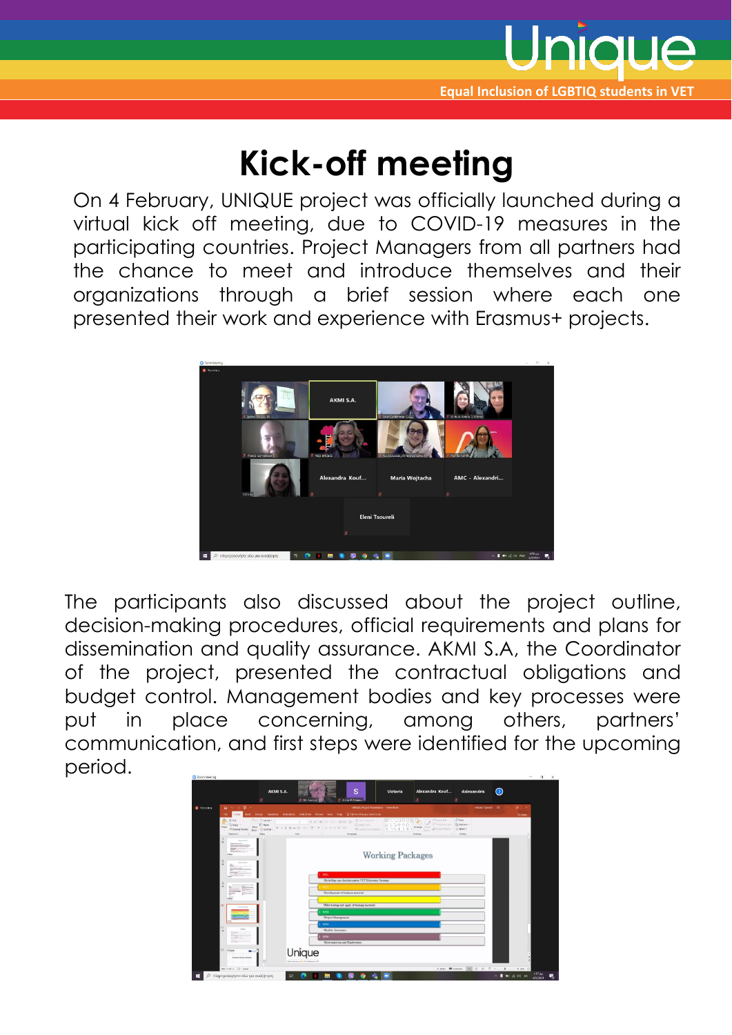# Kick-off meeting

On 4 February, UNIQUE project was officially launched during a virtual kick off meeting, due to COVID-19 measures in the participating countries. Project Managers from all partners had the chance to meet and introduce themselves and their organizations through a brief session where each one presented their work and experience with Erasmus+ projects.

The participants also discussed about the project outline, decision-making procedures, official requirements and plans for dissemination and quality assurance. AKMI S.A, the Coordinator of the project, presented the contractual obligations and budget control. Management bodies and key processes were put in place concerning, among others, partners' communication, and first steps were identified for the upcoming period.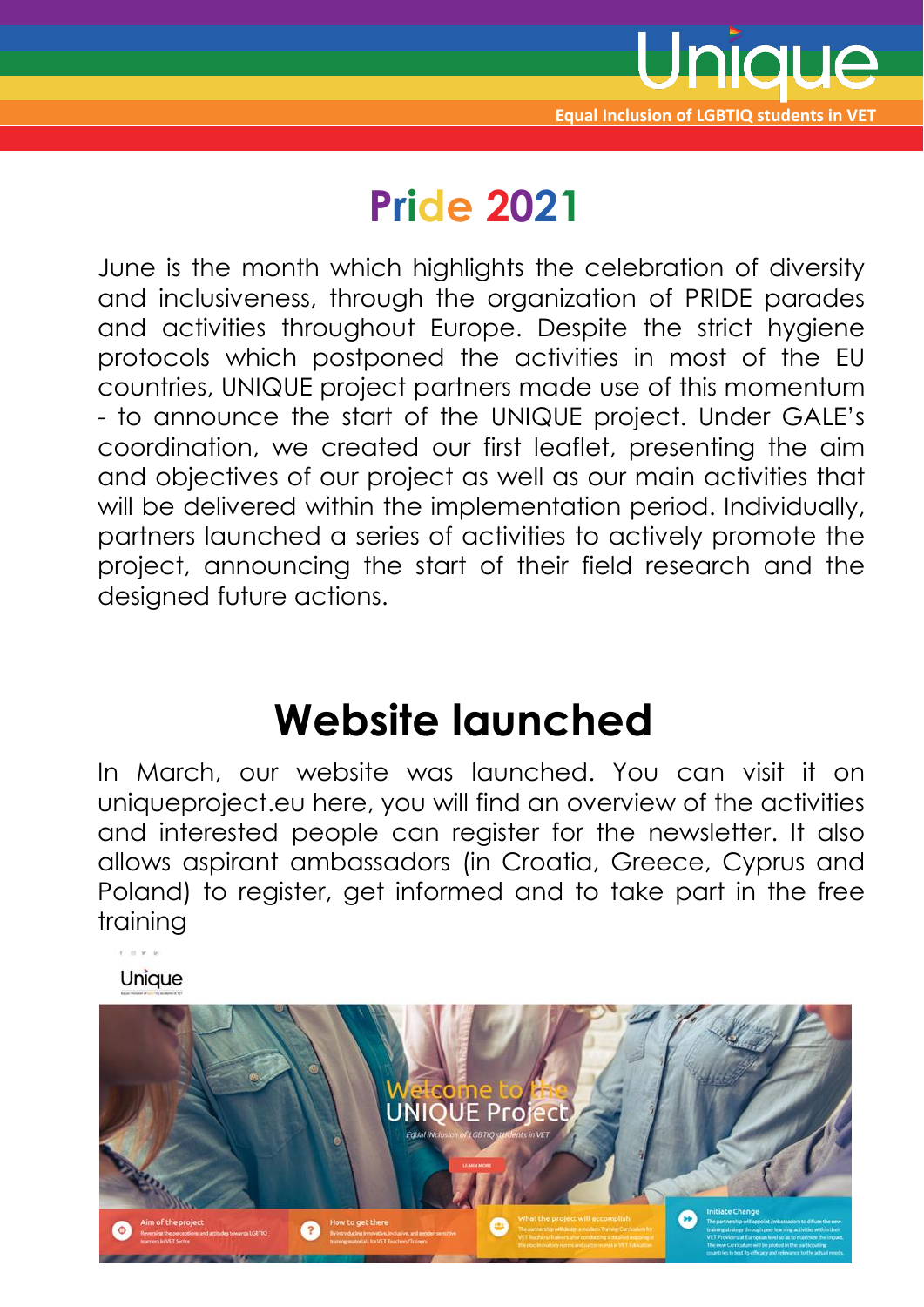## Pride 2021

June is the month which highlights the celebration of diversity and inclusiveness, through the organization of PRIDE parades and activities throughout Europe. Despite the strict hygiene protocols which postponed the activities in most of the EU countries, UNIQUE project partners made use of this momentum - to announce the start of the UNIQUE project. Under GALE's coordination, we created our first leaflet, presenting the aim and objectives of our project as well as our main activities that will be delivered within the implementation period. Individually, partners launched a series of activities to actively promote the project, announcing the start of their field research and the designed future actions.

## Website launched

In March, our website was launched. You can visit it on uniqueproject.eu here, you will find an overview of the activities and interested people can register for the newsletter. It also allows aspirant ambassadors (in Croatia, Greece, Cyprus and Poland) to register, get informed and to take part in the free training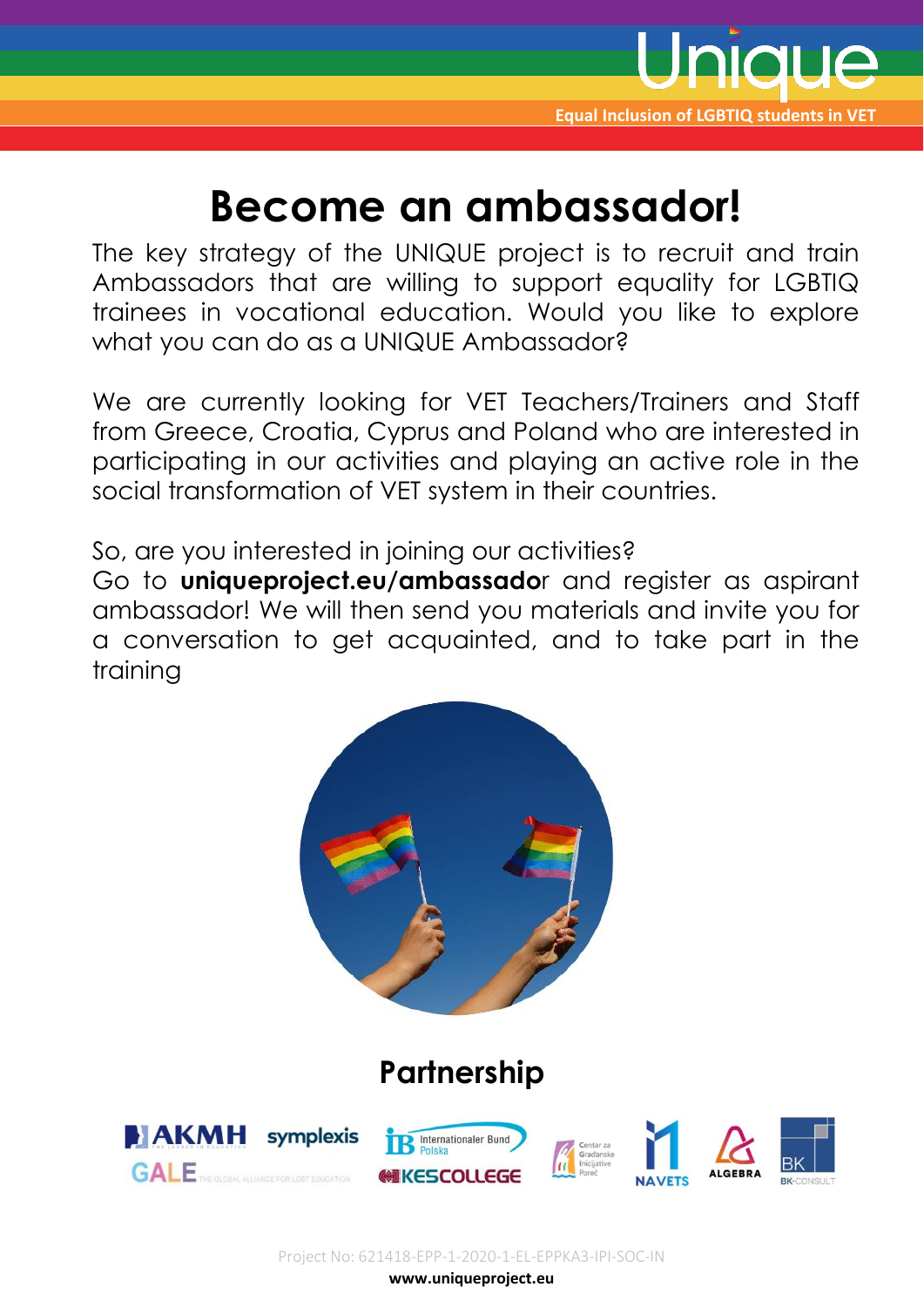Unique

Equal Inclusion of LGBTIQ students in VET

# Become an ambassador!

The key strategy of the UNIQUE project is to recruit and train Ambassadors that are willing to support equality for LGBTIQ trainees in vocational education. Would you like to explore what you can do as a UNIQUE Ambassador?

We are currently looking for VET Teachers/Trainers and Staff from Greece, Croatia, Cyprus and Poland who are interested in participating in our activities and playing an active role in the social transformation of VET system in their countries.

So, are you interested in joining our activities?
Go to **uniqueproject.eu/ambassado**r and register as aspirant ambassador! We will then send you materials and invite you for a conversation to get acquainted, and to take part in the training

## Partnership

AKMH, symplexis, GALE The Global Alliance for LGBT Education, IB Internationaler Bund Polska, KES College, Centar za Građanske Inicijative Poreč, NAVETS, ALGEBRA, BK-Consult

Project No: 621418-EPP-1-2020-1-EL-EPPKA3-IPI-SOC-IN

**www.uniqueproject.eu**